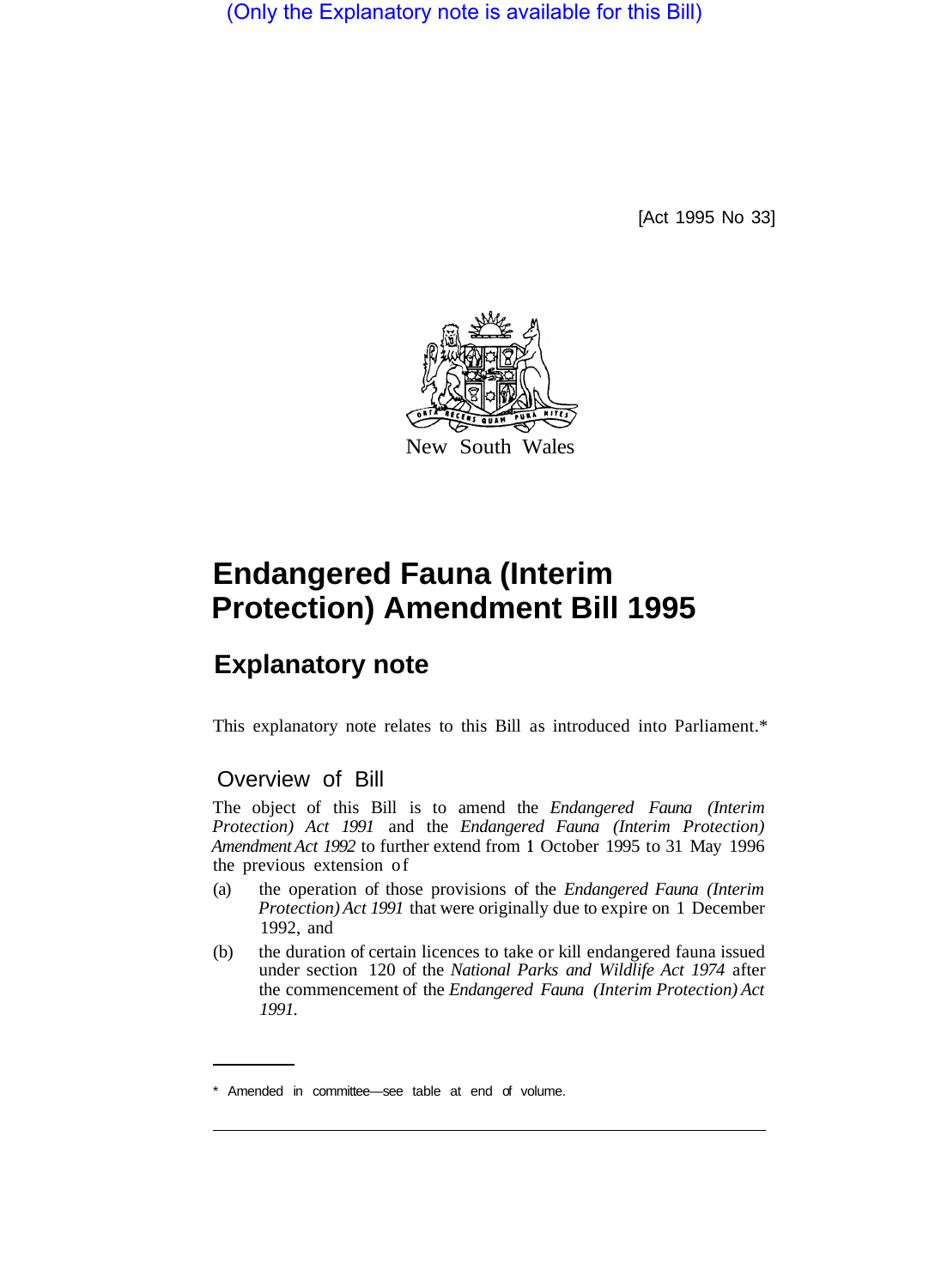(Only the Explanatory note is available for this Bill)

[Act 1995 No 33]

New South Wales

# Endangered Fauna (Interim Protection) Amendment Bill 1995

## Explanatory note

This explanatory note relates to this Bill as introduced into Parliament.*

### Overview of Bill

The object of this Bill is to amend the *Endangered Fauna (Interim Protection) Act 1991* and the *Endangered Fauna (Interim Protection) Amendment Act 1992* to further extend from 1 October 1995 to 31 May 1996 the previous extension of

(a) the operation of those provisions of the *Endangered Fauna (Interim Protection) Act 1991* that were originally due to expire on 1 December 1992, and

(b) the duration of certain licences to take or kill endangered fauna issued under section 120 of the *National Parks and Wildlife Act 1974* after the commencement of the *Endangered Fauna (Interim Protection) Act 1991*.

\* Amended in committee—see table at end of volume.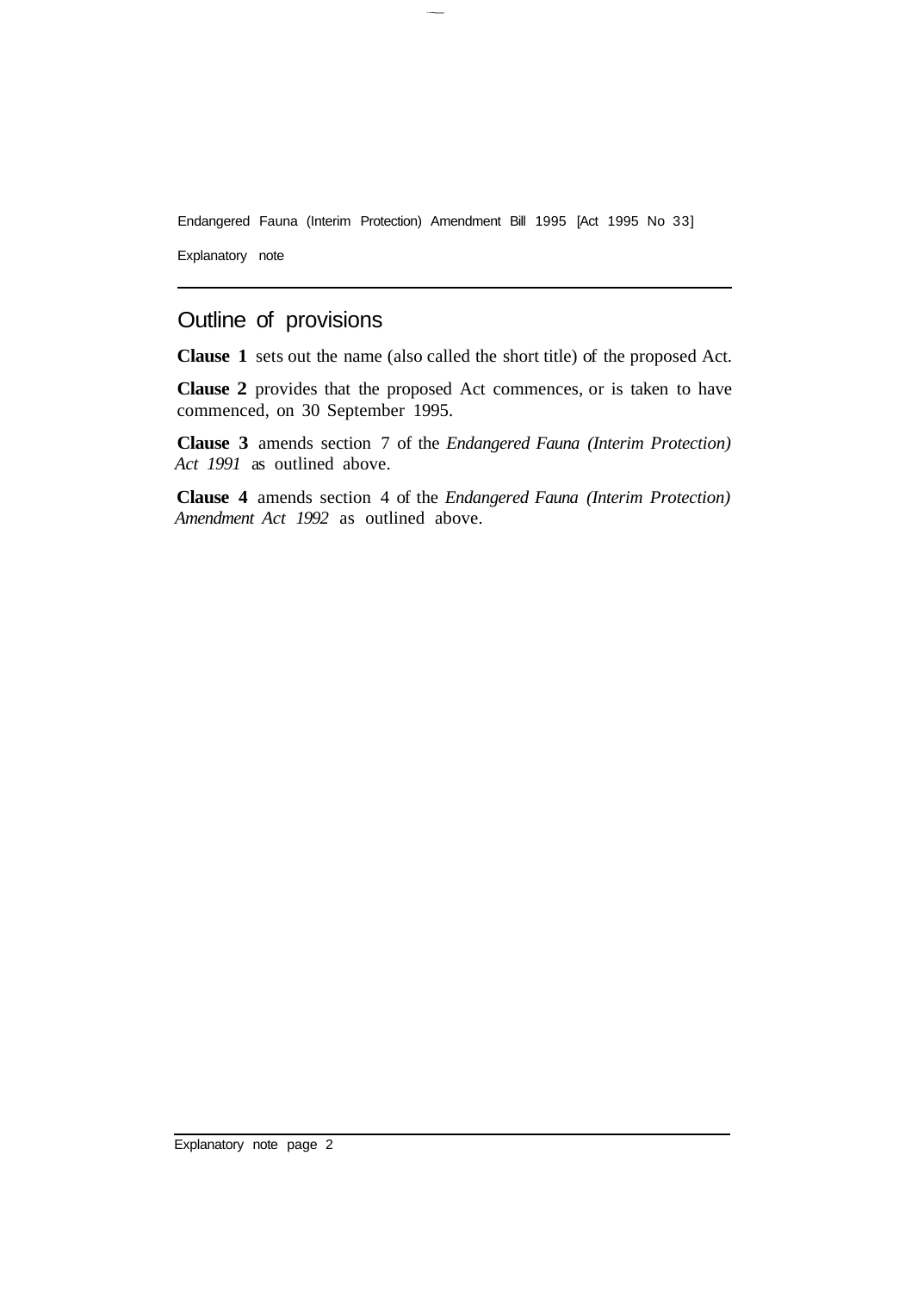## Outline of provisions

**Clause 1** sets out the name (also called the short title) of the proposed Act.

**Clause 2** provides that the proposed Act commences, or is taken to have commenced, on 30 September 1995.

**Clause 3** amends section 7 of the *Endangered Fauna (Interim Protection) Act 1991* as outlined above.

**Clause 4** amends section 4 of the *Endangered Fauna (Interim Protection) Amendment Act 1992* as outlined above.